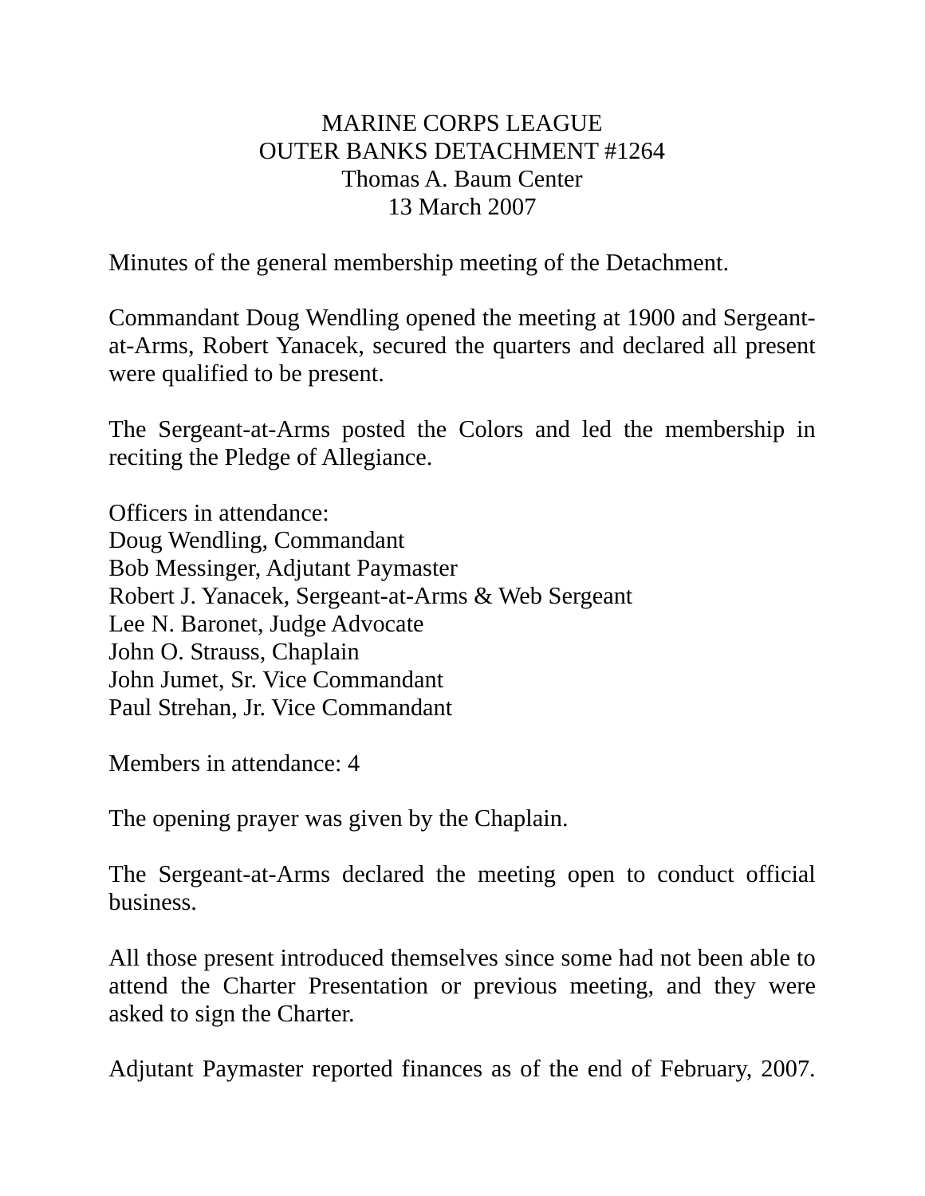MARINE CORPS LEAGUE
OUTER BANKS DETACHMENT #1264
Thomas A. Baum Center
13 March 2007

Minutes of the general membership meeting of the Detachment.

Commandant Doug Wendling opened the meeting at 1900 and Sergeant-at-Arms, Robert Yanacek, secured the quarters and declared all present were qualified to be present.

The Sergeant-at-Arms posted the Colors and led the membership in reciting the Pledge of Allegiance.

Officers in attendance:
Doug Wendling, Commandant
Bob Messinger, Adjutant Paymaster
Robert J. Yanacek, Sergeant-at-Arms & Web Sergeant
Lee N. Baronet, Judge Advocate
John O. Strauss, Chaplain
John Jumet, Sr. Vice Commandant
Paul Strehan, Jr. Vice Commandant

Members in attendance: 4

The opening prayer was given by the Chaplain.

The Sergeant-at-Arms declared the meeting open to conduct official business.

All those present introduced themselves since some had not been able to attend the Charter Presentation or previous meeting, and they were asked to sign the Charter.

Adjutant Paymaster reported finances as of the end of February, 2007.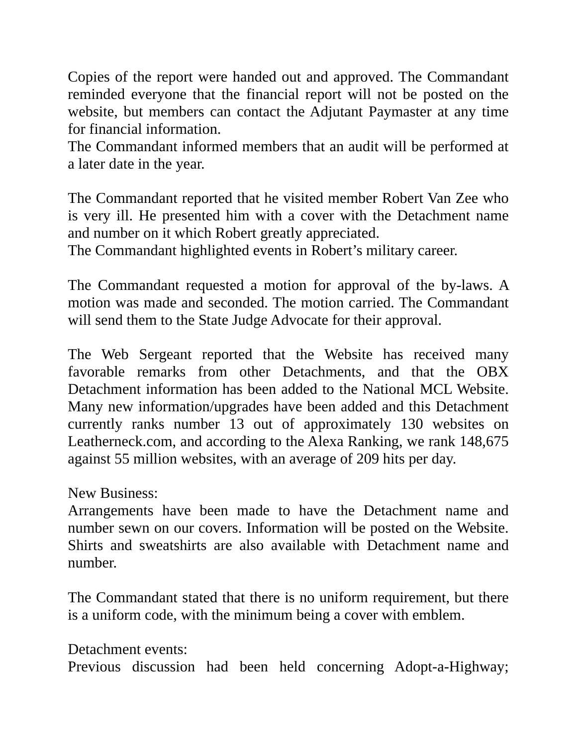Copies of the report were handed out and approved. The Commandant reminded everyone that the financial report will not be posted on the website, but members can contact the Adjutant Paymaster at any time for financial information.
The Commandant informed members that an audit will be performed at a later date in the year.

The Commandant reported that he visited member Robert Van Zee who is very ill. He presented him with a cover with the Detachment name and number on it which Robert greatly appreciated.
The Commandant highlighted events in Robert's military career.

The Commandant requested a motion for approval of the by-laws. A motion was made and seconded. The motion carried. The Commandant will send them to the State Judge Advocate for their approval.

The Web Sergeant reported that the Website has received many favorable remarks from other Detachments, and that the OBX Detachment information has been added to the National MCL Website. Many new information/upgrades have been added and this Detachment currently ranks number 13 out of approximately 130 websites on Leatherneck.com, and according to the Alexa Ranking, we rank 148,675 against 55 million websites, with an average of 209 hits per day.

New Business:
Arrangements have been made to have the Detachment name and number sewn on our covers. Information will be posted on the Website. Shirts and sweatshirts are also available with Detachment name and number.

The Commandant stated that there is no uniform requirement, but there is a uniform code, with the minimum being a cover with emblem.

Detachment events:
Previous discussion had been held concerning Adopt-a-Highway;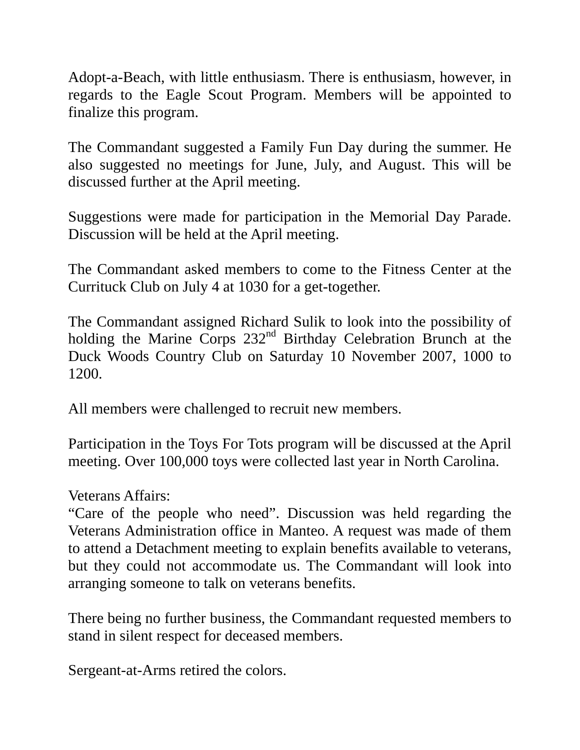Adopt-a-Beach, with little enthusiasm. There is enthusiasm, however, in regards to the Eagle Scout Program. Members will be appointed to finalize this program.

The Commandant suggested a Family Fun Day during the summer. He also suggested no meetings for June, July, and August. This will be discussed further at the April meeting.

Suggestions were made for participation in the Memorial Day Parade. Discussion will be held at the April meeting.

The Commandant asked members to come to the Fitness Center at the Currituck Club on July 4 at 1030 for a get-together.

The Commandant assigned Richard Sulik to look into the possibility of holding the Marine Corps 232nd Birthday Celebration Brunch at the Duck Woods Country Club on Saturday 10 November 2007, 1000 to 1200.

All members were challenged to recruit new members.

Participation in the Toys For Tots program will be discussed at the April meeting. Over 100,000 toys were collected last year in North Carolina.

Veterans Affairs:
"Care of the people who need". Discussion was held regarding the Veterans Administration office in Manteo. A request was made of them to attend a Detachment meeting to explain benefits available to veterans, but they could not accommodate us. The Commandant will look into arranging someone to talk on veterans benefits.

There being no further business, the Commandant requested members to stand in silent respect for deceased members.

Sergeant-at-Arms retired the colors.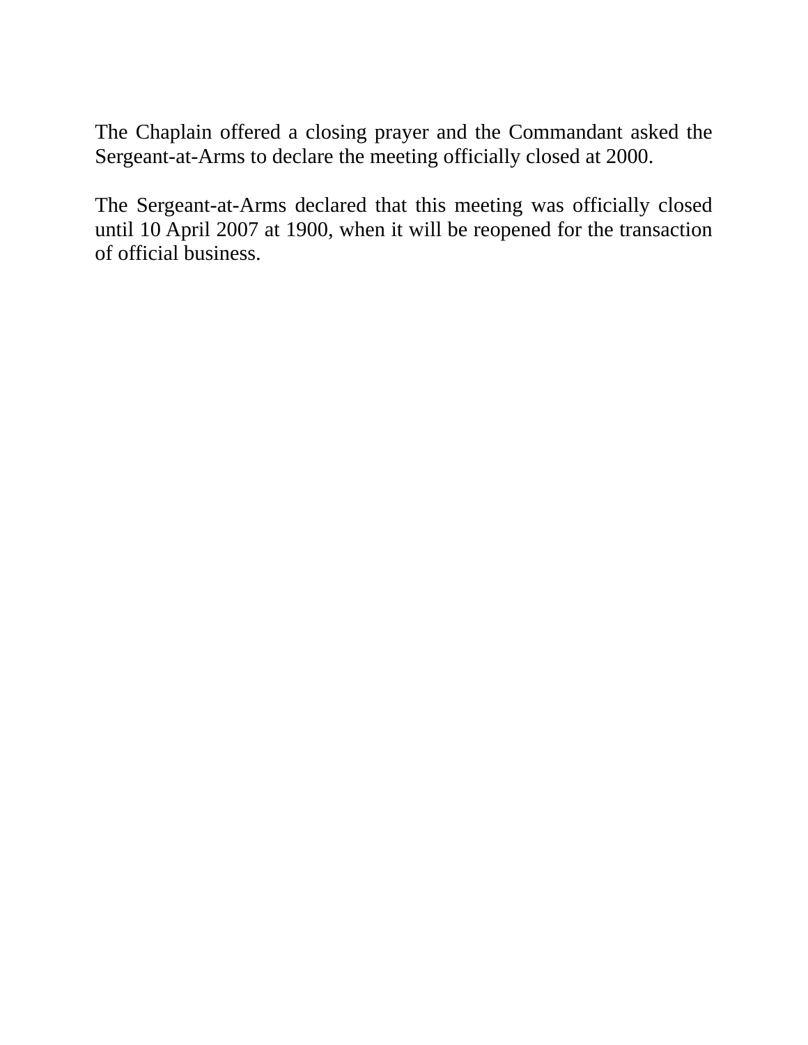The Chaplain offered a closing prayer and the Commandant asked the Sergeant-at-Arms to declare the meeting officially closed at 2000.

The Sergeant-at-Arms declared that this meeting was officially closed until 10 April 2007 at 1900, when it will be reopened for the transaction of official business.